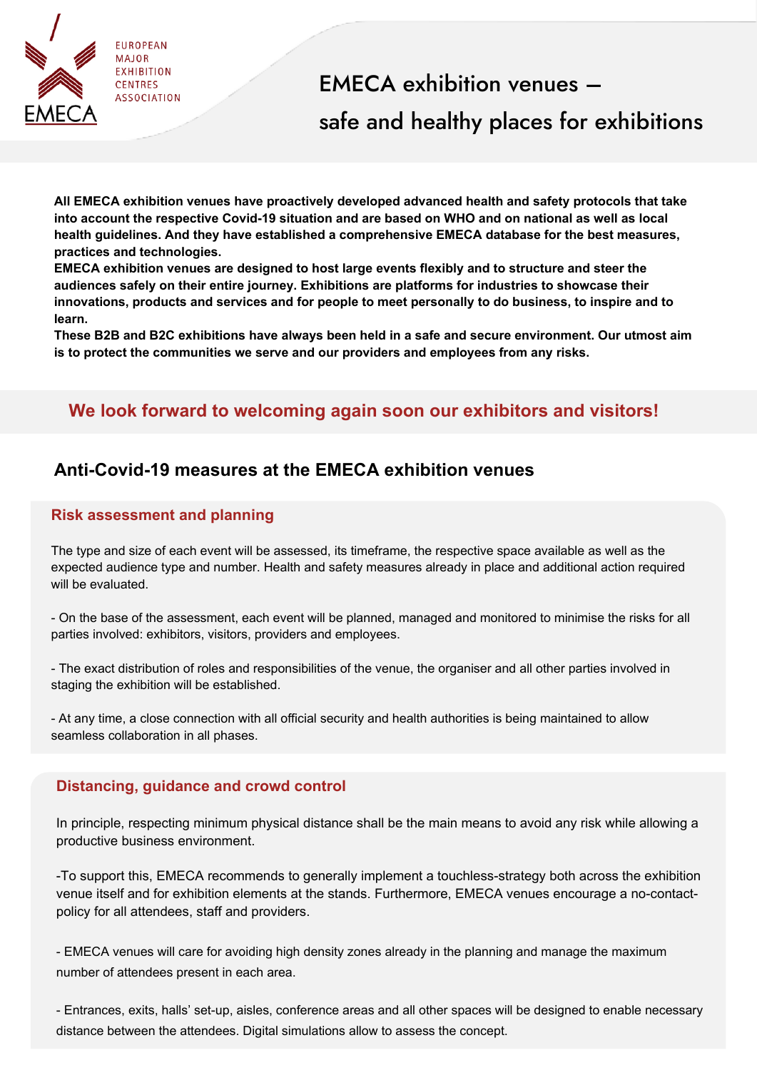EUROPEAN MAJOR EXHIBITION CENTRES ASSOCIATION

EMECA

# EMECA exhibition venues – safe and healthy places for exhibitions

**All EMECA exhibition venues have proactively developed advanced health and safety protocols that take into account the respective Covid-19 situation and are based on WHO and on national as well as local health guidelines. And they have established a comprehensive EMECA database for the best measures, practices and technologies.**

**EMECA exhibition venues are designed to host large events flexibly and to structure and steer the audiences safely on their entire journey. Exhibitions are platforms for industries to showcase their innovations, products and services and for people to meet personally to do business, to inspire and to learn.**

**These B2B and B2C exhibitions have always been held in a safe and secure environment. Our utmost aim is to protect the communities we serve and our providers and employees from any risks.**

**We look forward to welcoming again soon our exhibitors and visitors!**

## Anti-Covid-19 measures at the EMECA exhibition venues

### Risk assessment and planning

The type and size of each event will be assessed, its timeframe, the respective space available as well as the expected audience type and number. Health and safety measures already in place and additional action required will be evaluated.

- On the base of the assessment, each event will be planned, managed and monitored to minimise the risks for all parties involved: exhibitors, visitors, providers and employees.

- The exact distribution of roles and responsibilities of the venue, the organiser and all other parties involved in staging the exhibition will be established.

- At any time, a close connection with all official security and health authorities is being maintained to allow seamless collaboration in all phases.

### Distancing, guidance and crowd control

In principle, respecting minimum physical distance shall be the main means to avoid any risk while allowing a productive business environment.

-To support this, EMECA recommends to generally implement a touchless-strategy both across the exhibition venue itself and for exhibition elements at the stands. Furthermore, EMECA venues encourage a no-contact-policy for all attendees, staff and providers.

- EMECA venues will care for avoiding high density zones already in the planning and manage the maximum number of attendees present in each area.

- Entrances, exits, halls' set-up, aisles, conference areas and all other spaces will be designed to enable necessary distance between the attendees. Digital simulations allow to assess the concept.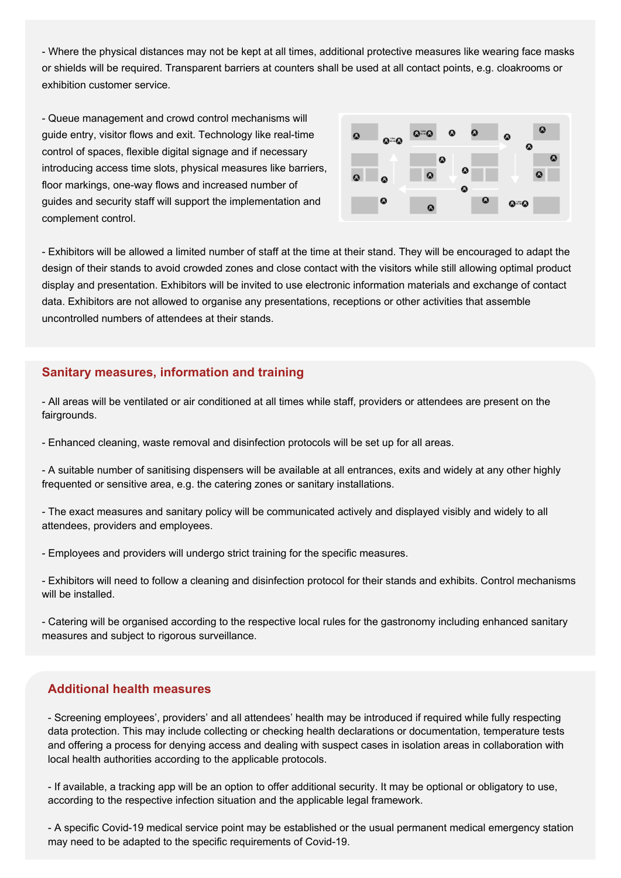- Where the physical distances may not be kept at all times, additional protective measures like wearing face masks or shields will be required. Transparent barriers at counters shall be used at all contact points, e.g. cloakrooms or exhibition customer service.

- Queue management and crowd control mechanisms will guide entry, visitor flows and exit. Technology like real-time control of spaces, flexible digital signage and if necessary introducing access time slots, physical measures like barriers, floor markings, one-way flows and increased number of guides and security staff will support the implementation and complement control.

- Exhibitors will be allowed a limited number of staff at the time at their stand. They will be encouraged to adapt the design of their stands to avoid crowded zones and close contact with the visitors while still allowing optimal product display and presentation. Exhibitors will be invited to use electronic information materials and exchange of contact data. Exhibitors are not allowed to organise any presentations, receptions or other activities that assemble uncontrolled numbers of attendees at their stands.

## Sanitary measures, information and training

- All areas will be ventilated or air conditioned at all times while staff, providers or attendees are present on the fairgrounds.

- Enhanced cleaning, waste removal and disinfection protocols will be set up for all areas.

- A suitable number of sanitising dispensers will be available at all entrances, exits and widely at any other highly frequented or sensitive area, e.g. the catering zones or sanitary installations.

- The exact measures and sanitary policy will be communicated actively and displayed visibly and widely to all attendees, providers and employees.

- Employees and providers will undergo strict training for the specific measures.

- Exhibitors will need to follow a cleaning and disinfection protocol for their stands and exhibits. Control mechanisms will be installed.

- Catering will be organised according to the respective local rules for the gastronomy including enhanced sanitary measures and subject to rigorous surveillance.

## Additional health measures

- Screening employees', providers' and all attendees' health may be introduced if required while fully respecting data protection. This may include collecting or checking health declarations or documentation, temperature tests and offering a process for denying access and dealing with suspect cases in isolation areas in collaboration with local health authorities according to the applicable protocols.

- If available, a tracking app will be an option to offer additional security. It may be optional or obligatory to use, according to the respective infection situation and the applicable legal framework.

- A specific Covid-19 medical service point may be established or the usual permanent medical emergency station may need to be adapted to the specific requirements of Covid-19.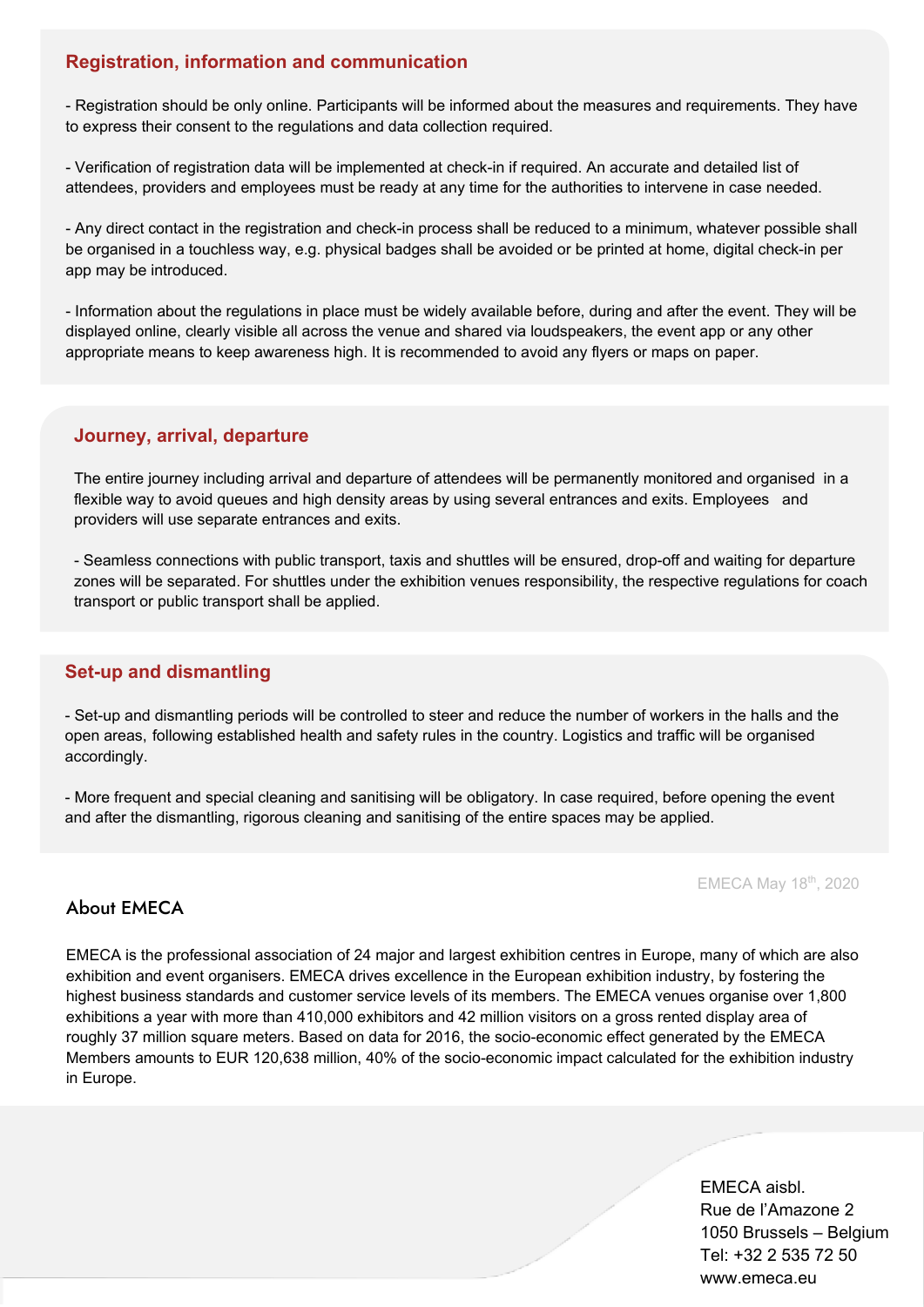## Registration, information and communication

- Registration should be only online. Participants will be informed about the measures and requirements. They have to express their consent to the regulations and data collection required.

- Verification of registration data will be implemented at check-in if required. An accurate and detailed list of attendees, providers and employees must be ready at any time for the authorities to intervene in case needed.

- Any direct contact in the registration and check-in process shall be reduced to a minimum, whatever possible shall be organised in a touchless way, e.g. physical badges shall be avoided or be printed at home, digital check-in per app may be introduced.

- Information about the regulations in place must be widely available before, during and after the event. They will be displayed online, clearly visible all across the venue and shared via loudspeakers, the event app or any other appropriate means to keep awareness high. It is recommended to avoid any flyers or maps on paper.

## Journey, arrival, departure

The entire journey including arrival and departure of attendees will be permanently monitored and organised in a flexible way to avoid queues and high density areas by using several entrances and exits. Employees and providers will use separate entrances and exits.

- Seamless connections with public transport, taxis and shuttles will be ensured, drop-off and waiting for departure zones will be separated. For shuttles under the exhibition venues responsibility, the respective regulations for coach transport or public transport shall be applied.

## Set-up and dismantling

- Set-up and dismantling periods will be controlled to steer and reduce the number of workers in the halls and the open areas, following established health and safety rules in the country. Logistics and traffic will be organised accordingly.

- More frequent and special cleaning and sanitising will be obligatory. In case required, before opening the event and after the dismantling, rigorous cleaning and sanitising of the entire spaces may be applied.

EMECA May 18th, 2020

## About EMECA

EMECA is the professional association of 24 major and largest exhibition centres in Europe, many of which are also exhibition and event organisers. EMECA drives excellence in the European exhibition industry, by fostering the highest business standards and customer service levels of its members. The EMECA venues organise over 1,800 exhibitions a year with more than 410,000 exhibitors and 42 million visitors on a gross rented display area of roughly 37 million square meters. Based on data for 2016, the socio-economic effect generated by the EMECA Members amounts to EUR 120,638 million, 40% of the socio-economic impact calculated for the exhibition industry in Europe.

EMECA aisbl.
Rue de l'Amazone 2
1050 Brussels – Belgium
Tel: +32 2 535 72 50
www.emeca.eu